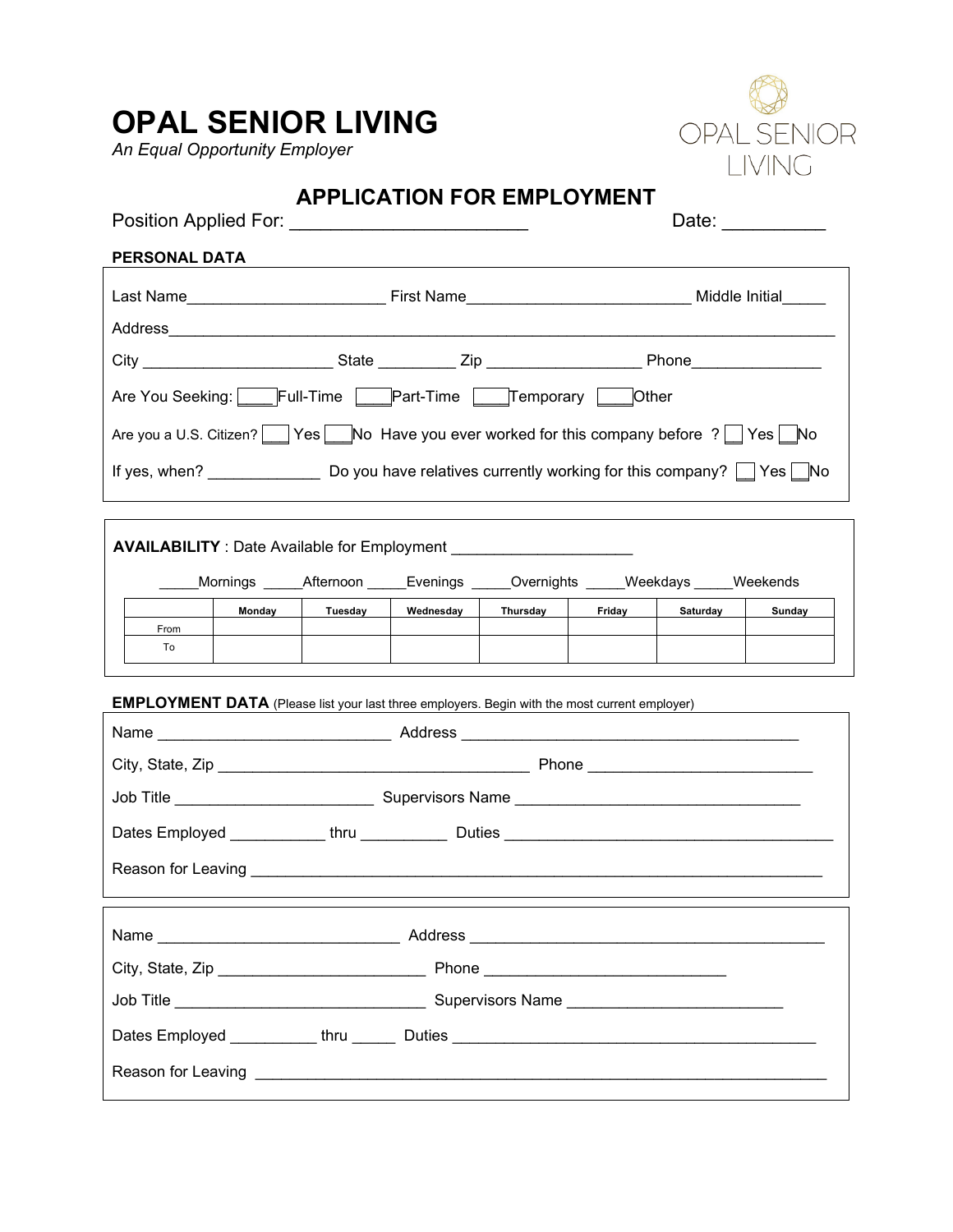# OPAL SENIOR LIVING

*An Equal Opportunity Employer*

## APPLICATION FOR EMPLOYMENT

Position Applied For: ______________________ Date: __________

**PERSONAL DATA**

Last Name______________________ First Name_________________________ Middle Initial_____

Address___________________________________________________________________________

City _____________________ State _________ Zip _________________ Phone_______________

Are You Seeking: ☐ Full-Time ☐ Part-Time ☐ Temporary ☐ Other

Are you a U.S. Citizen? ☐ Yes ☐ No Have you ever worked for this company before ? ☐ Yes ☐ No

If yes, when? _____________ Do you have relatives currently working for this company? ☐ Yes ☐ No

**AVAILABILITY** : Date Available for Employment ____________________

_____Mornings _____Afternoon _____Evenings _____Overnights _____Weekdays _____Weekends

| | Monday | Tuesday | Wednesday | Thursday | Friday | Saturday | Sunday |
|---|---|---|---|---|---|---|---|
| From | | | | | | | |
| To | | | | | | | |

**EMPLOYMENT DATA** (Please list your last three employers. Begin with the most current employer)

Name ___________________________ Address ______________________________________

City, State, Zip ____________________________________ Phone _________________________

Job Title ______________________ Supervisors Name _________________________________

Dates Employed ___________ thru __________ Duties _____________________________________

Reason for Leaving __________________________________________________________________

Name ____________________________ Address ________________________________________

City, State, Zip ________________________ Phone ____________________________

Job Title ____________________________ Supervisors Name ________________________

Dates Employed __________ thru _____ Duties __________________________________________

Reason for Leaving __________________________________________________________________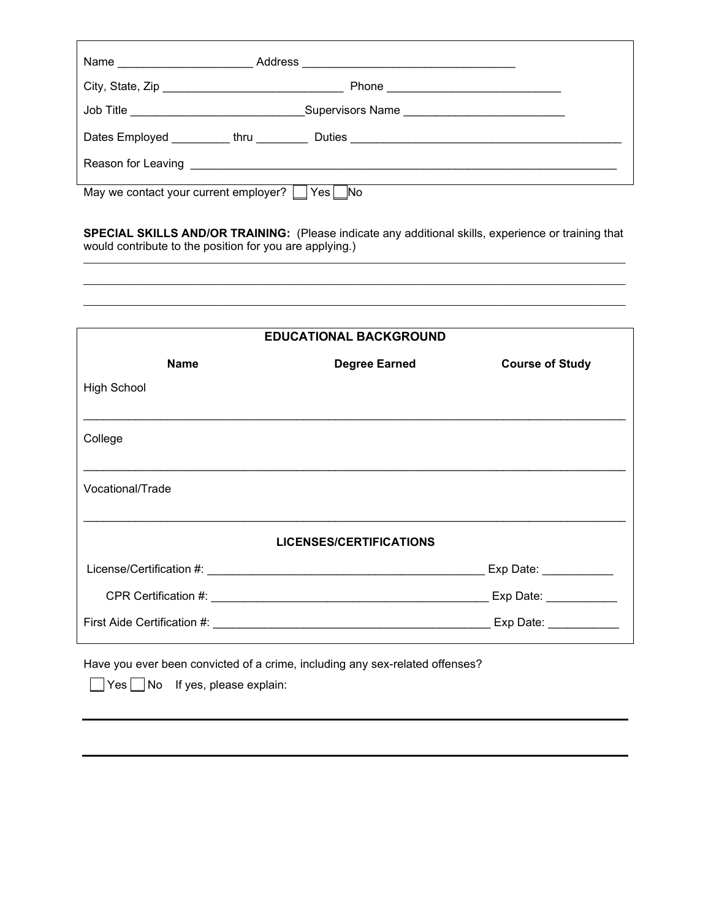Name ____________________ Address ________________________________

City, State, Zip ___________________________ Phone __________________________

Job Title __________________________Supervisors Name ________________________

Dates Employed _________ thru ________ Duties ________________________________________

Reason for Leaving _______________________________________________________________

May we contact your current employer? ☐ Yes ☐ No

**SPECIAL SKILLS AND/OR TRAINING:** (Please indicate any additional skills, experience or training that would contribute to the position for you are applying.)

_______________________________________________________________________________

_______________________________________________________________________________

_______________________________________________________________________________

## EDUCATIONAL BACKGROUND

| | Name | Degree Earned | Course of Study |
|---|---|---|---|
| High School | | | |
| College | | | |
| Vocational/Trade | | | |

## LICENSES/CERTIFICATIONS

License/Certification #: ___________________________________________ Exp Date: ___________

CPR Certification #: ___________________________________________ Exp Date: ___________

First Aide Certification #: ___________________________________________ Exp Date: ___________

Have you ever been convicted of a crime, including any sex-related offenses?

☐ Yes ☐ No If yes, please explain:

_______________________________________________________________________________

_______________________________________________________________________________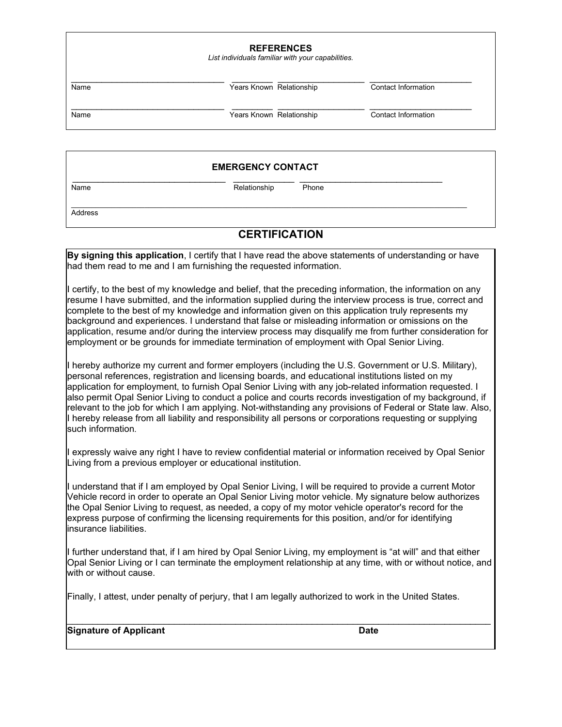## REFERENCES

*List individuals familiar with your capabilities.*

| Name | Years Known | Relationship | Contact Information |
| --- | --- | --- | --- |
| | | | |
| | | | |

## EMERGENCY CONTACT

| Name | Relationship | Phone |
| --- | --- | --- |
| | | |

Address: ______________________________

## CERTIFICATION

**By signing this application**, I certify that I have read the above statements of understanding or have had them read to me and I am furnishing the requested information.

I certify, to the best of my knowledge and belief, that the preceding information, the information on any resume I have submitted, and the information supplied during the interview process is true, correct and complete to the best of my knowledge and information given on this application truly represents my background and experiences. I understand that false or misleading information or omissions on the application, resume and/or during the interview process may disqualify me from further consideration for employment or be grounds for immediate termination of employment with Opal Senior Living.

I hereby authorize my current and former employers (including the U.S. Government or U.S. Military), personal references, registration and licensing boards, and educational institutions listed on my application for employment, to furnish Opal Senior Living with any job-related information requested. I also permit Opal Senior Living to conduct a police and courts records investigation of my background, if relevant to the job for which I am applying. Not-withstanding any provisions of Federal or State law. Also, I hereby release from all liability and responsibility all persons or corporations requesting or supplying such information.

I expressly waive any right I have to review confidential material or information received by Opal Senior Living from a previous employer or educational institution.

I understand that if I am employed by Opal Senior Living, I will be required to provide a current Motor Vehicle record in order to operate an Opal Senior Living motor vehicle. My signature below authorizes the Opal Senior Living to request, as needed, a copy of my motor vehicle operator's record for the express purpose of confirming the licensing requirements for this position, and/or for identifying insurance liabilities.

I further understand that, if I am hired by Opal Senior Living, my employment is "at will" and that either Opal Senior Living or I can terminate the employment relationship at any time, with or without notice, and with or without cause.

Finally, I attest, under penalty of perjury, that I am legally authorized to work in the United States.

______________________________________________

**Signature of Applicant** **Date**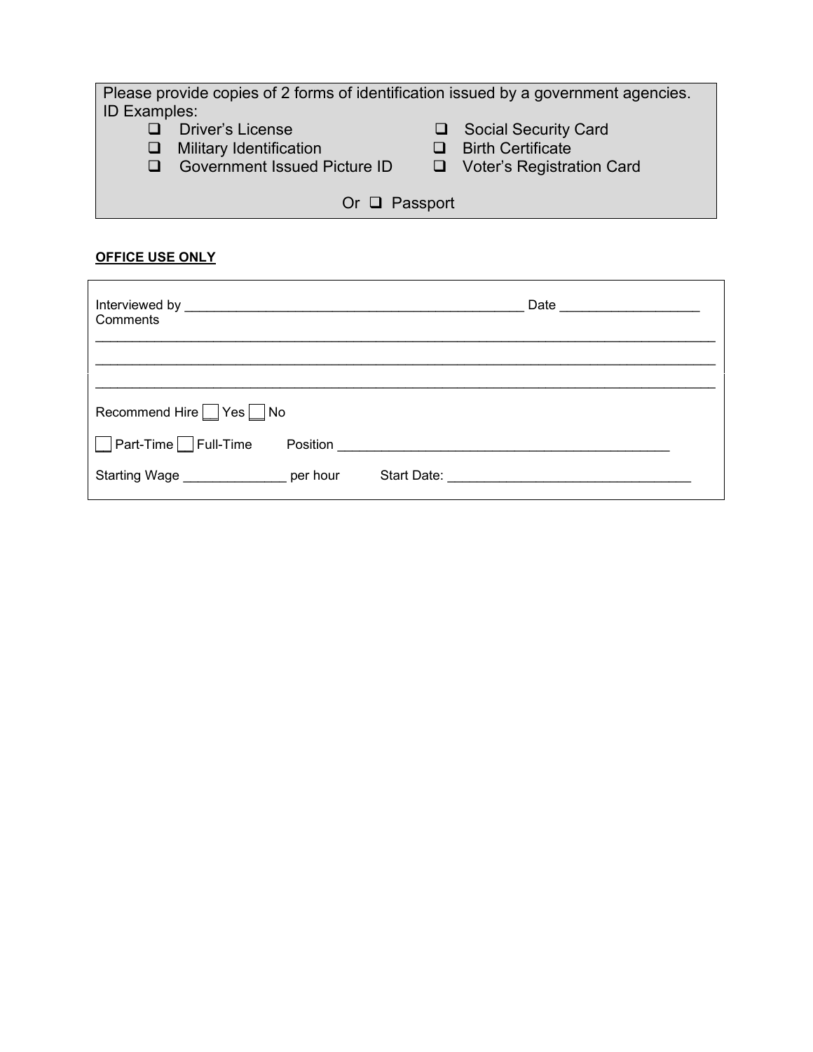Please provide copies of 2 forms of identification issued by a government agencies.
ID Examples:

- ❑ Driver's License
- ❑ Military Identification
- ❑ Government Issued Picture ID
- ❑ Social Security Card
- ❑ Birth Certificate
- ❑ Voter's Registration Card

Or ❑ Passport

**OFFICE USE ONLY**

Interviewed by _____________________________________________ Date __________________
Comments
_________________________________________________________________________________
_________________________________________________________________________________
_________________________________________________________________________________

Recommend Hire ☐ Yes ☐ No

☐ Part-Time ☐ Full-Time Position _____________________________________________

Starting Wage ______________ per hour Start Date: _________________________________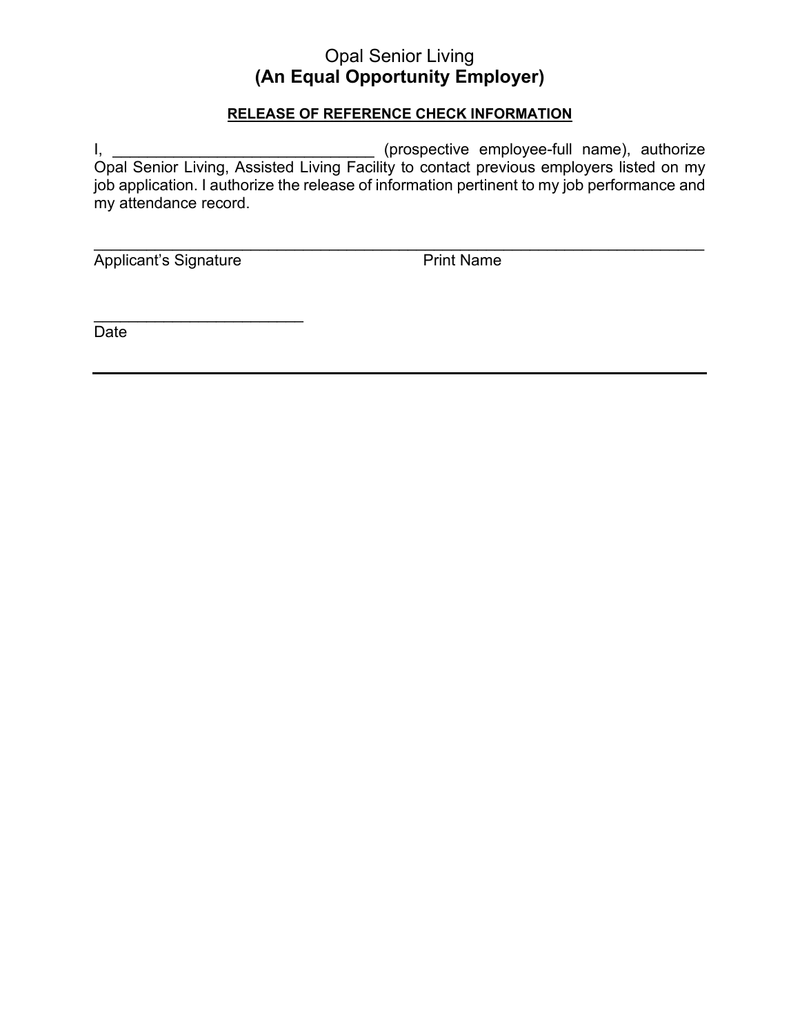# Opal Senior Living
## **(An Equal Opportunity Employer)**

### **RELEASE OF REFERENCE CHECK INFORMATION**

I, ______________________________ (prospective employee-full name), authorize Opal Senior Living, Assisted Living Facility to contact previous employers listed on my job application. I authorize the release of information pertinent to my job performance and my attendance record.

______________________________________________________________________

Applicant's Signature                    Print Name

________________________

Date

---